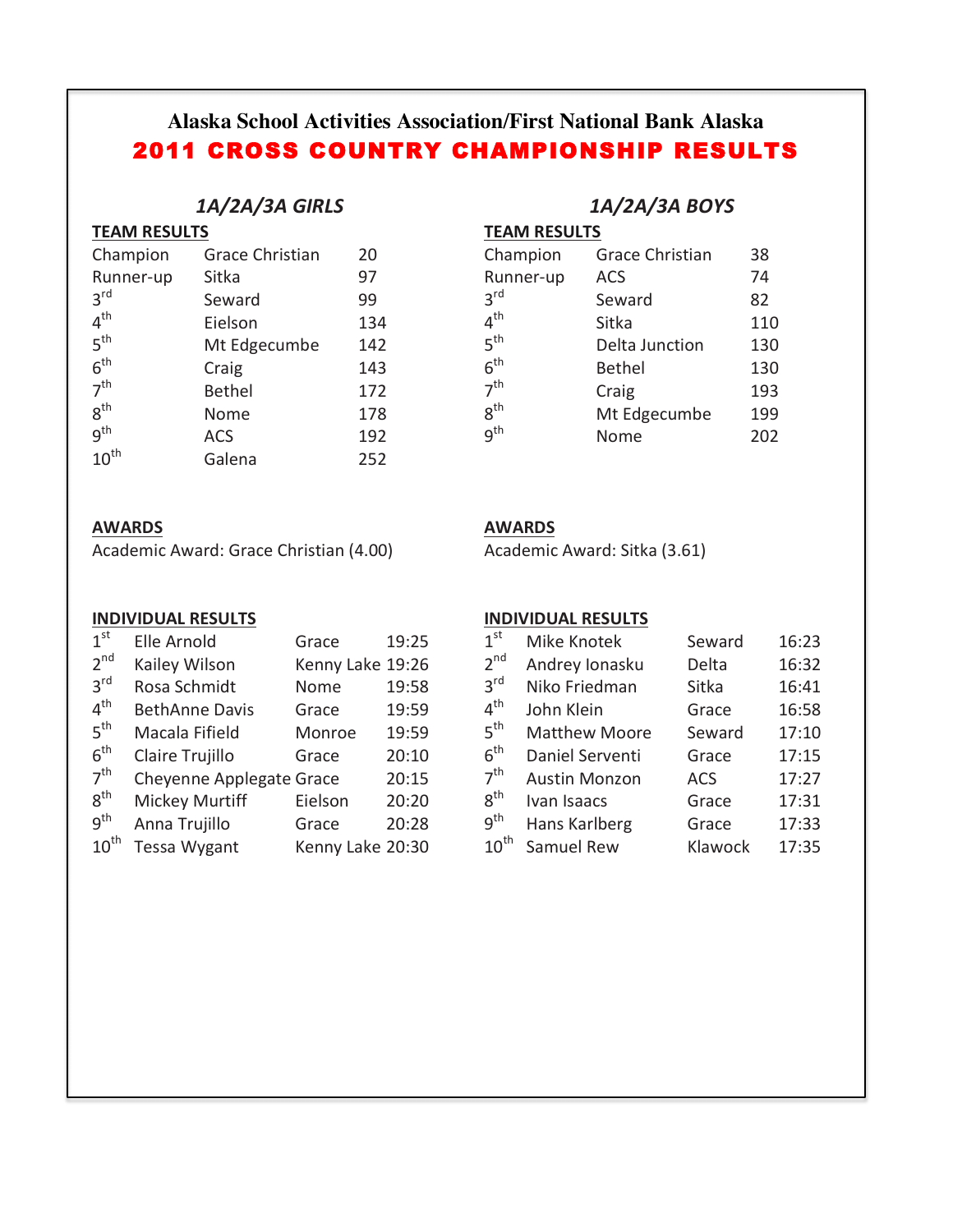# Alaska School Activities Association/First National Bank Alaska

# 2011 CROSS COUNTRY CHAMPIONSHIP RESULTS

## *1A/2A/3A GIRLS*

### TEAM RESULTS

| Place | Team | Points |
|---|---|---|
| Champion | Grace Christian | 20 |
| Runner-up | Sitka | 97 |
| 3rd | Seward | 99 |
| 4th | Eielson | 134 |
| 5th | Mt Edgecumbe | 142 |
| 6th | Craig | 143 |
| 7th | Bethel | 172 |
| 8th | Nome | 178 |
| 9th | ACS | 192 |
| 10th | Galena | 252 |

### AWARDS

Academic Award: Grace Christian (4.00)

### INDIVIDUAL RESULTS

| Place | Name | School | Time |
|---|---|---|---|
| 1st | Elle Arnold | Grace | 19:25 |
| 2nd | Kailey Wilson | Kenny Lake | 19:26 |
| 3rd | Rosa Schmidt | Nome | 19:58 |
| 4th | BethAnne Davis | Grace | 19:59 |
| 5th | Macala Fifield | Monroe | 19:59 |
| 6th | Claire Trujillo | Grace | 20:10 |
| 7th | Cheyenne Applegate | Grace | 20:15 |
| 8th | Mickey Murtiff | Eielson | 20:20 |
| 9th | Anna Trujillo | Grace | 20:28 |
| 10th | Tessa Wygant | Kenny Lake | 20:30 |

## *1A/2A/3A BOYS*

### TEAM RESULTS

| Place | Team | Points |
|---|---|---|
| Champion | Grace Christian | 38 |
| Runner-up | ACS | 74 |
| 3rd | Seward | 82 |
| 4th | Sitka | 110 |
| 5th | Delta Junction | 130 |
| 6th | Bethel | 130 |
| 7th | Craig | 193 |
| 8th | Mt Edgecumbe | 199 |
| 9th | Nome | 202 |

### AWARDS

Academic Award: Sitka (3.61)

### INDIVIDUAL RESULTS

| Place | Name | School | Time |
|---|---|---|---|
| 1st | Mike Knotek | Seward | 16:23 |
| 2nd | Andrey Ionasku | Delta | 16:32 |
| 3rd | Niko Friedman | Sitka | 16:41 |
| 4th | John Klein | Grace | 16:58 |
| 5th | Matthew Moore | Seward | 17:10 |
| 6th | Daniel Serventi | Grace | 17:15 |
| 7th | Austin Monzon | ACS | 17:27 |
| 8th | Ivan Isaacs | Grace | 17:31 |
| 9th | Hans Karlberg | Grace | 17:33 |
| 10th | Samuel Rew | Klawock | 17:35 |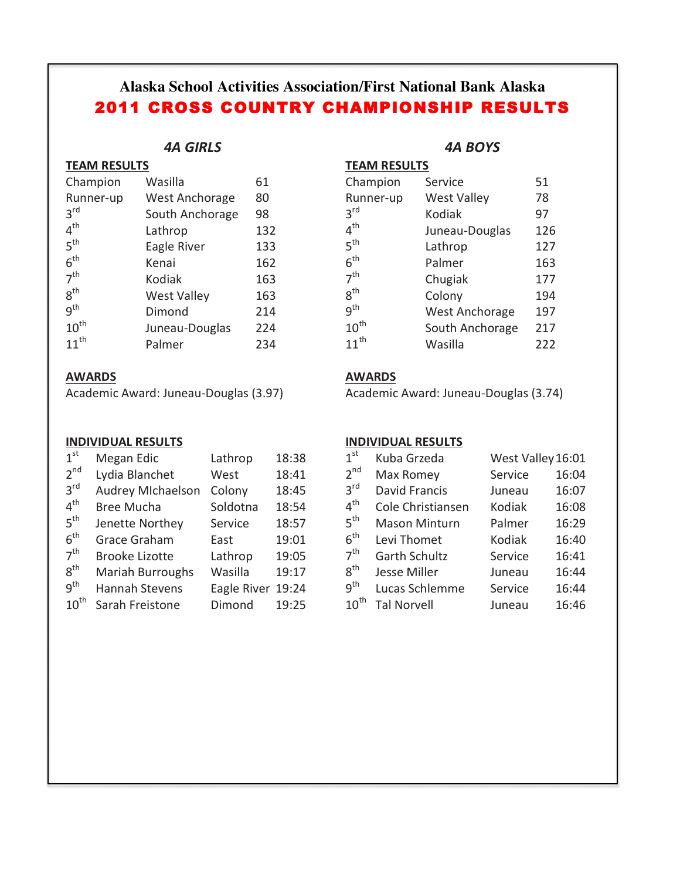# Alaska School Activities Association/First National Bank Alaska

# 2011 CROSS COUNTRY CHAMPIONSHIP RESULTS

## *4A GIRLS*

### TEAM RESULTS

| | | |
|---|---|---|
| Champion | Wasilla | 61 |
| Runner-up | West Anchorage | 80 |
| 3rd | South Anchorage | 98 |
| 4th | Lathrop | 132 |
| 5th | Eagle River | 133 |
| 6th | Kenai | 162 |
| 7th | Kodiak | 163 |
| 8th | West Valley | 163 |
| 9th | Dimond | 214 |
| 10th | Juneau-Douglas | 224 |
| 11th | Palmer | 234 |

### AWARDS

Academic Award: Juneau-Douglas (3.97)

### INDIVIDUAL RESULTS

| | | | |
|---|---|---|---|
| 1st | Megan Edic | Lathrop | 18:38 |
| 2nd | Lydia Blanchet | West | 18:41 |
| 3rd | Audrey MIchaelson | Colony | 18:45 |
| 4th | Bree Mucha | Soldotna | 18:54 |
| 5th | Jenette Northey | Service | 18:57 |
| 6th | Grace Graham | East | 19:01 |
| 7th | Brooke Lizotte | Lathrop | 19:05 |
| 8th | Mariah Burroughs | Wasilla | 19:17 |
| 9th | Hannah Stevens | Eagle River | 19:24 |
| 10th | Sarah Freistone | Dimond | 19:25 |

## *4A BOYS*

### TEAM RESULTS

| | | |
|---|---|---|
| Champion | Service | 51 |
| Runner-up | West Valley | 78 |
| 3rd | Kodiak | 97 |
| 4th | Juneau-Douglas | 126 |
| 5th | Lathrop | 127 |
| 6th | Palmer | 163 |
| 7th | Chugiak | 177 |
| 8th | Colony | 194 |
| 9th | West Anchorage | 197 |
| 10th | South Anchorage | 217 |
| 11th | Wasilla | 222 |

### AWARDS

Academic Award: Juneau-Douglas (3.74)

### INDIVIDUAL RESULTS

| | | | |
|---|---|---|---|
| 1st | Kuba Grzeda | West Valley | 16:01 |
| 2nd | Max Romey | Service | 16:04 |
| 3rd | David Francis | Juneau | 16:07 |
| 4th | Cole Christiansen | Kodiak | 16:08 |
| 5th | Mason Minturn | Palmer | 16:29 |
| 6th | Levi Thomet | Kodiak | 16:40 |
| 7th | Garth Schultz | Service | 16:41 |
| 8th | Jesse Miller | Juneau | 16:44 |
| 9th | Lucas Schlemme | Service | 16:44 |
| 10th | Tal Norvell | Juneau | 16:46 |